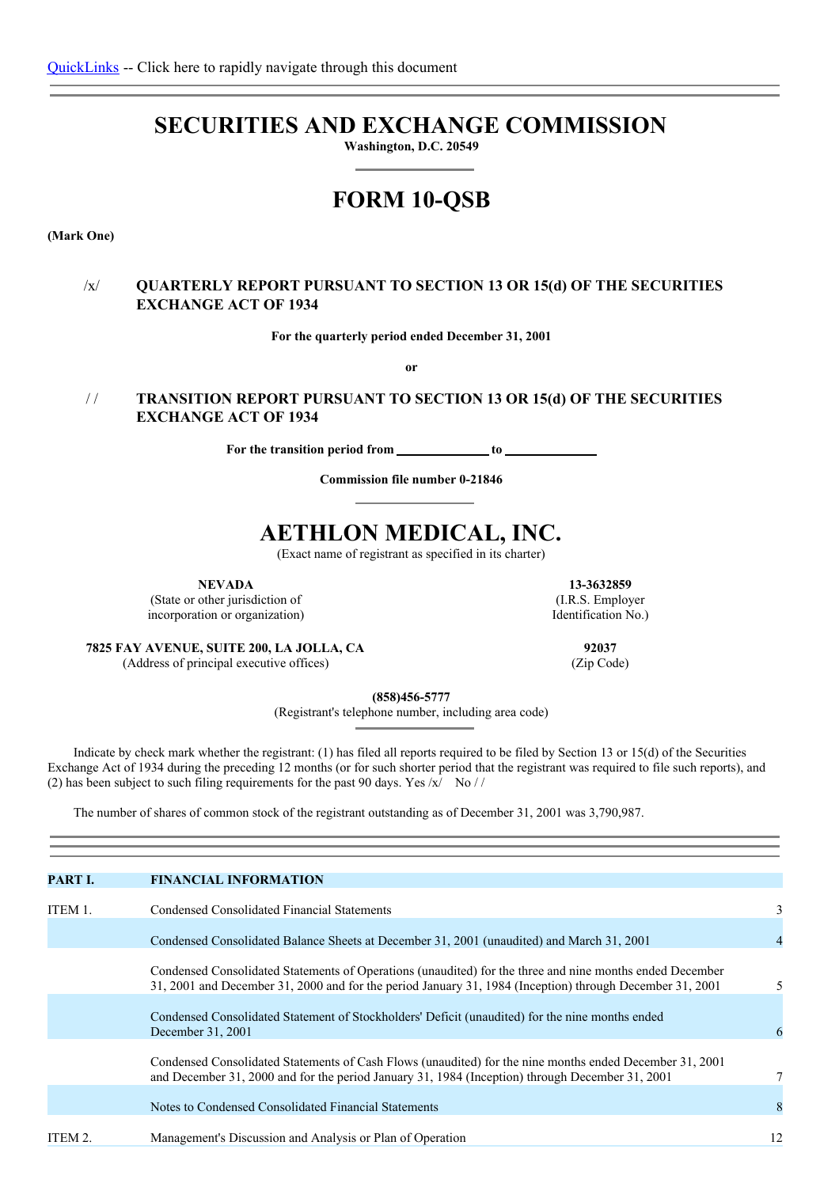QuickLinks -- Click here to rapidly navigate through this document

# SECURITIES AND EXCHANGE COMMISSION

**Washington, D.C. 20549**

# FORM 10-QSB

**(Mark One)**

/x/ **QUARTERLY REPORT PURSUANT TO SECTION 13 OR 15(d) OF THE SECURITIES EXCHANGE ACT OF 1934**

**For the quarterly period ended December 31, 2001**

**or**

/ / **TRANSITION REPORT PURSUANT TO SECTION 13 OR 15(d) OF THE SECURITIES EXCHANGE ACT OF 1934**

**For the transition period from \_\_\_\_\_\_\_\_\_\_\_\_\_\_ to \_\_\_\_\_\_\_\_\_\_\_\_\_\_**

**Commission file number 0-21846**

# AETHLON MEDICAL, INC.

(Exact name of registrant as specified in its charter)

| | |
|---|---|
| **NEVADA**<br>(State or other jurisdiction of incorporation or organization) | **13-3632859**<br>(I.R.S. Employer Identification No.) |
| **7825 FAY AVENUE, SUITE 200, LA JOLLA, CA**<br>(Address of principal executive offices) | **92037**<br>(Zip Code) |

**(858)456-5777**
(Registrant's telephone number, including area code)

Indicate by check mark whether the registrant: (1) has filed all reports required to be filed by Section 13 or 15(d) of the Securities Exchange Act of 1934 during the preceding 12 months (or for such shorter period that the registrant was required to file such reports), and (2) has been subject to such filing requirements for the past 90 days. Yes /x/ No / /

The number of shares of common stock of the registrant outstanding as of December 31, 2001 was 3,790,987.

| | | |
|---|---|---|
| **PART I.** | **FINANCIAL INFORMATION** | |
| ITEM 1. | Condensed Consolidated Financial Statements | 3 |
| | Condensed Consolidated Balance Sheets at December 31, 2001 (unaudited) and March 31, 2001 | 4 |
| | Condensed Consolidated Statements of Operations (unaudited) for the three and nine months ended December 31, 2001 and December 31, 2000 and for the period January 31, 1984 (Inception) through December 31, 2001 | 5 |
| | Condensed Consolidated Statement of Stockholders' Deficit (unaudited) for the nine months ended December 31, 2001 | 6 |
| | Condensed Consolidated Statements of Cash Flows (unaudited) for the nine months ended December 31, 2001 and December 31, 2000 and for the period January 31, 1984 (Inception) through December 31, 2001 | 7 |
| | Notes to Condensed Consolidated Financial Statements | 8 |
| ITEM 2. | Management's Discussion and Analysis or Plan of Operation | 12 |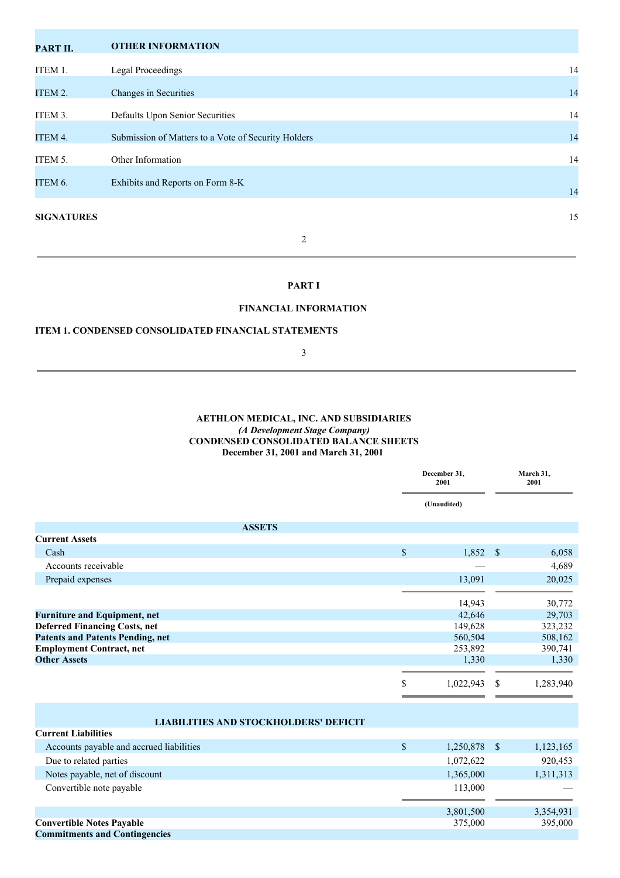| PART II. | OTHER INFORMATION | |
|---|---|---|
| ITEM 1. | Legal Proceedings | 14 |
| ITEM 2. | Changes in Securities | 14 |
| ITEM 3. | Defaults Upon Senior Securities | 14 |
| ITEM 4. | Submission of Matters to a Vote of Security Holders | 14 |
| ITEM 5. | Other Information | 14 |
| ITEM 6. | Exhibits and Reports on Form 8-K | 14 |
| **SIGNATURES** | | 15 |

# PART I

## FINANCIAL INFORMATION

### ITEM 1. CONDENSED CONSOLIDATED FINANCIAL STATEMENTS

**AETHLON MEDICAL, INC. AND SUBSIDIARIES**
*(A Development Stage Company)*
**CONDENSED CONSOLIDATED BALANCE SHEETS**
**December 31, 2001 and March 31, 2001**

| | December 31, 2001 | March 31, 2001 |
|---|---|---|
| | (Unaudited) | |
| **ASSETS** | | |
| **Current Assets** | | |
| Cash | $ 1,852 | $ 6,058 |
| Accounts receivable | — | 4,689 |
| Prepaid expenses | 13,091 | 20,025 |
| | 14,943 | 30,772 |
| **Furniture and Equipment, net** | 42,646 | 29,703 |
| **Deferred Financing Costs, net** | 149,628 | 323,232 |
| **Patents and Patents Pending, net** | 560,504 | 508,162 |
| **Employment Contract, net** | 253,892 | 390,741 |
| **Other Assets** | 1,330 | 1,330 |
| | $ 1,022,943 | $ 1,283,940 |
| **LIABILITIES AND STOCKHOLDERS' DEFICIT** | | |
| **Current Liabilities** | | |
| Accounts payable and accrued liabilities | $ 1,250,878 | $ 1,123,165 |
| Due to related parties | 1,072,622 | 920,453 |
| Notes payable, net of discount | 1,365,000 | 1,311,313 |
| Convertible note payable | 113,000 | — |
| | 3,801,500 | 3,354,931 |
| **Convertible Notes Payable** | 375,000 | 395,000 |
| **Commitments and Contingencies** | | |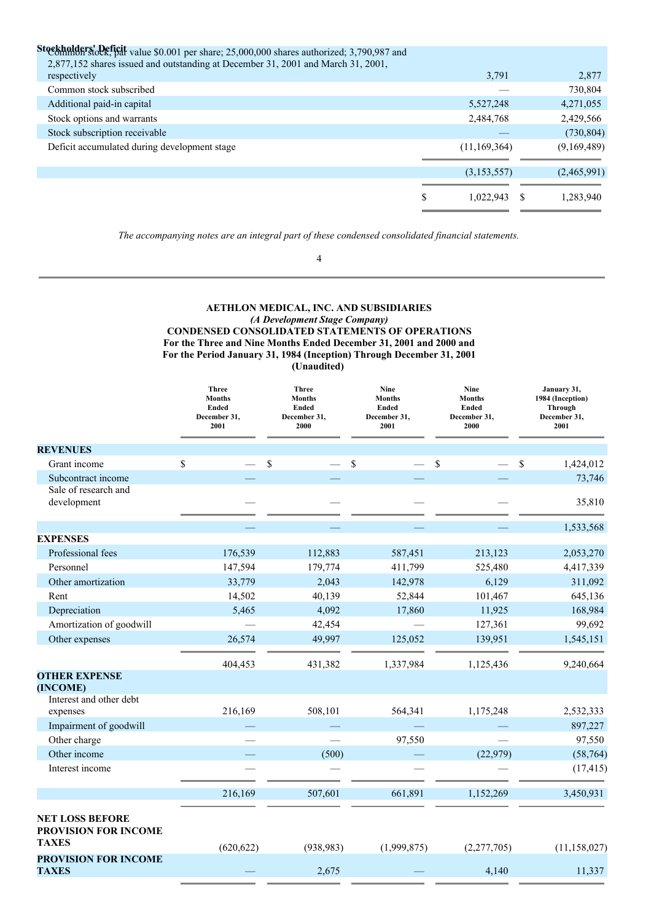| Stockholders' Deficit | | |
|---|---|---|
| Common stock, par value $0.001 per share; 25,000,000 shares authorized; 3,790,987 and 2,877,152 shares issued and outstanding at December 31, 2001 and March 31, 2001, respectively | 3,791 | 2,877 |
| Common stock subscribed | — | 730,804 |
| Additional paid-in capital | 5,527,248 | 4,271,055 |
| Stock options and warrants | 2,484,768 | 2,429,566 |
| Stock subscription receivable | — | (730,804) |
| Deficit accumulated during development stage | (11,169,364) | (9,169,489) |
| | (3,153,557) | (2,465,991) |
| | $ 1,022,943 | $ 1,283,940 |

*The accompanying notes are an integral part of these condensed consolidated financial statements.*

**AETHLON MEDICAL, INC. AND SUBSIDIARIES**
*(A Development Stage Company)*
**CONDENSED CONSOLIDATED STATEMENTS OF OPERATIONS**
**For the Three and Nine Months Ended December 31, 2001 and 2000 and**
**For the Period January 31, 1984 (Inception) Through December 31, 2001**
**(Unaudited)**

| | Three Months Ended December 31, 2001 | Three Months Ended December 31, 2000 | Nine Months Ended December 31, 2001 | Nine Months Ended December 31, 2000 | January 31, 1984 (Inception) Through December 31, 2001 |
|---|---|---|---|---|---|
| **REVENUES** | | | | | |
| Grant income | $ — | $ — | $ — | $ — | $ 1,424,012 |
| Subcontract income | — | — | — | — | 73,746 |
| Sale of research and development | — | — | — | — | 35,810 |
| | — | — | — | — | 1,533,568 |
| **EXPENSES** | | | | | |
| Professional fees | 176,539 | 112,883 | 587,451 | 213,123 | 2,053,270 |
| Personnel | 147,594 | 179,774 | 411,799 | 525,480 | 4,417,339 |
| Other amortization | 33,779 | 2,043 | 142,978 | 6,129 | 311,092 |
| Rent | 14,502 | 40,139 | 52,844 | 101,467 | 645,136 |
| Depreciation | 5,465 | 4,092 | 17,860 | 11,925 | 168,984 |
| Amortization of goodwill | — | 42,454 | — | 127,361 | 99,692 |
| Other expenses | 26,574 | 49,997 | 125,052 | 139,951 | 1,545,151 |
| | 404,453 | 431,382 | 1,337,984 | 1,125,436 | 9,240,664 |
| **OTHER EXPENSE (INCOME)** | | | | | |
| Interest and other debt expenses | 216,169 | 508,101 | 564,341 | 1,175,248 | 2,532,333 |
| Impairment of goodwill | — | — | — | — | 897,227 |
| Other charge | — | — | 97,550 | — | 97,550 |
| Other income | — | (500) | — | (22,979) | (58,764) |
| Interest income | — | — | — | — | (17,415) |
| | 216,169 | 507,601 | 661,891 | 1,152,269 | 3,450,931 |
| **NET LOSS BEFORE PROVISION FOR INCOME TAXES** | (620,622) | (938,983) | (1,999,875) | (2,277,705) | (11,158,027) |
| **PROVISION FOR INCOME TAXES** | — | 2,675 | — | 4,140 | 11,337 |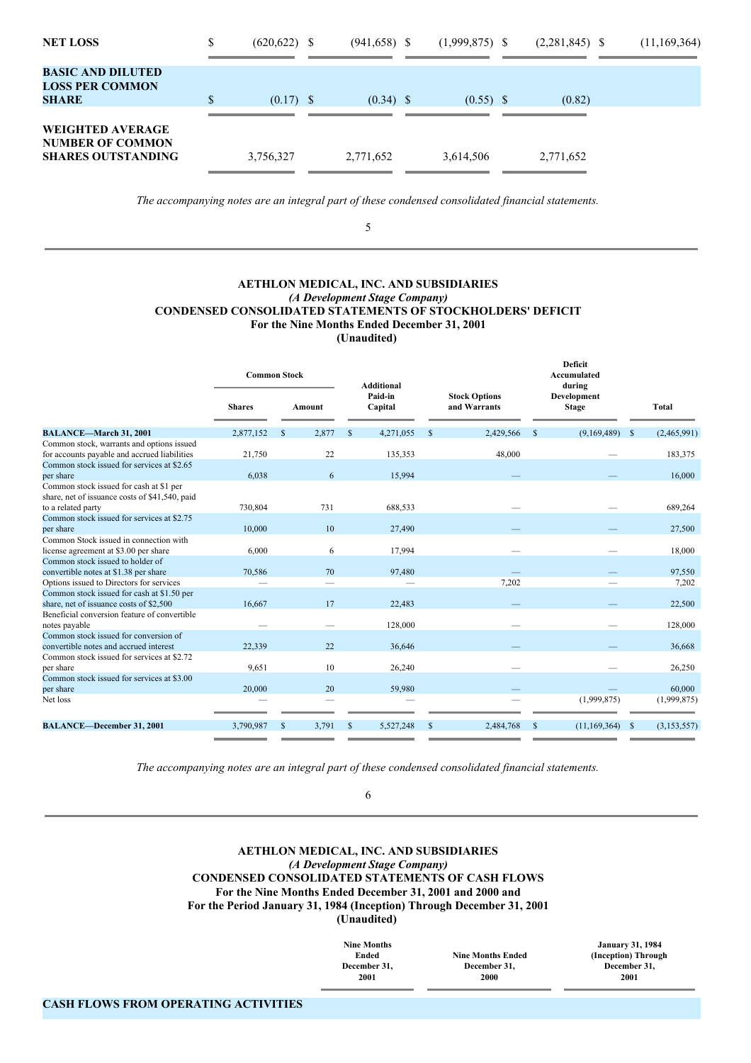| | | | | | |
|---|---|---|---|---|---|
| **NET LOSS** | $ (620,622) | $ (941,658) | $ (1,999,875) | $ (2,281,845) | $ (11,169,364) |
| **BASIC AND DILUTED LOSS PER COMMON SHARE** | $ (0.17) | $ (0.34) | $ (0.55) | $ (0.82) | |
| **WEIGHTED AVERAGE NUMBER OF COMMON SHARES OUTSTANDING** | 3,756,327 | 2,771,652 | 3,614,506 | 2,771,652 | |

*The accompanying notes are an integral part of these condensed consolidated financial statements.*

## AETHLON MEDICAL, INC. AND SUBSIDIARIES
*(A Development Stage Company)*
**CONDENSED CONSOLIDATED STATEMENTS OF STOCKHOLDERS' DEFICIT**
**For the Nine Months Ended December 31, 2001**
**(Unaudited)**

| | Common Stock | | Additional Paid-in Capital | Stock Options and Warrants | Deficit Accumulated during Development Stage | Total |
|---|---|---|---|---|---|---|
| | Shares | Amount | | | | |
| **BALANCE—March 31, 2001** | 2,877,152 | $ 2,877 | $ 4,271,055 | $ 2,429,566 | $ (9,169,489) | $ (2,465,991) |
| Common stock, warrants and options issued for accounts payable and accrued liabilities | 21,750 | 22 | 135,353 | 48,000 | — | 183,375 |
| Common stock issued for services at $2.65 per share | 6,038 | 6 | 15,994 | — | — | 16,000 |
| Common stock issued for cash at $1 per share, net of issuance costs of $41,540, paid to a related party | 730,804 | 731 | 688,533 | — | — | 689,264 |
| Common stock issued for services at $2.75 per share | 10,000 | 10 | 27,490 | — | — | 27,500 |
| Common Stock issued in connection with license agreement at $3.00 per share | 6,000 | 6 | 17,994 | — | — | 18,000 |
| Common stock issued to holder of convertible notes at $1.38 per share | 70,586 | 70 | 97,480 | — | — | 97,550 |
| Options issued to Directors for services | — | — | — | 7,202 | — | 7,202 |
| Common stock issued for cash at $1.50 per share, net of issuance costs of $2,500 | 16,667 | 17 | 22,483 | — | — | 22,500 |
| Beneficial conversion feature of convertible notes payable | — | — | 128,000 | — | — | 128,000 |
| Common stock issued for conversion of convertible notes and accrued interest | 22,339 | 22 | 36,646 | — | — | 36,668 |
| Common stock issued for services at $2.72 per share | 9,651 | 10 | 26,240 | — | — | 26,250 |
| Common stock issued for services at $3.00 per share | 20,000 | 20 | 59,980 | — | — | 60,000 |
| Net loss | — | — | — | — | (1,999,875) | (1,999,875) |
| **BALANCE—December 31, 2001** | 3,790,987 | $ 3,791 | $ 5,527,248 | $ 2,484,768 | $ (11,169,364) | $ (3,153,557) |

*The accompanying notes are an integral part of these condensed consolidated financial statements.*

## AETHLON MEDICAL, INC. AND SUBSIDIARIES
*(A Development Stage Company)*
**CONDENSED CONSOLIDATED STATEMENTS OF CASH FLOWS**
**For the Nine Months Ended December 31, 2001 and 2000 and**
**For the Period January 31, 1984 (Inception) Through December 31, 2001**
**(Unaudited)**

| | Nine Months Ended December 31, 2001 | Nine Months Ended December 31, 2000 | January 31, 1984 (Inception) Through December 31, 2001 |
|---|---|---|---|
| **CASH FLOWS FROM OPERATING ACTIVITIES** | | | |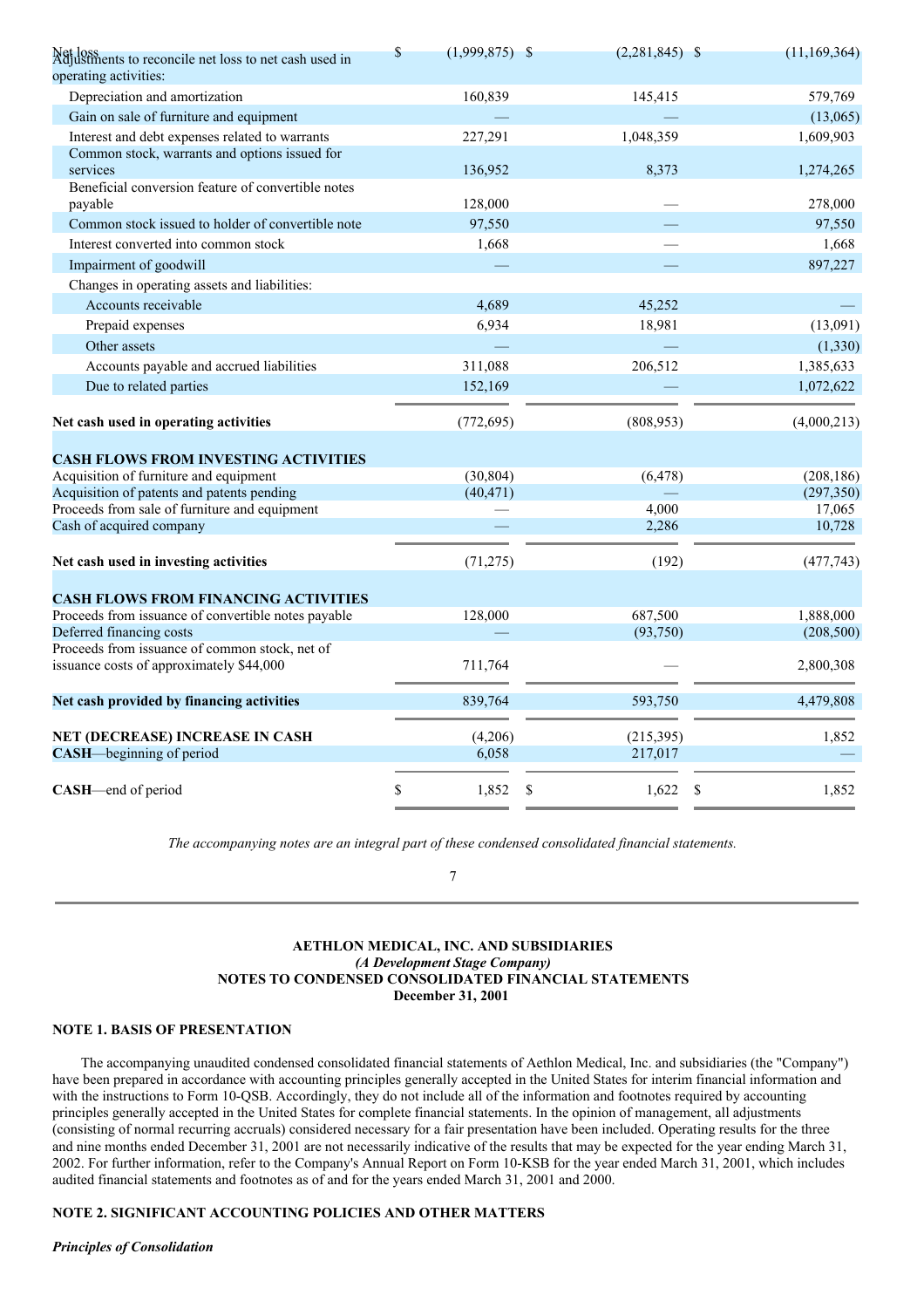| | | | |
|---|---|---|---|
| Net loss | $ (1,999,875) | $ (2,281,845) | $ (11,169,364) |
| Adjustments to reconcile net loss to net cash used in operating activities: | | | |
| Depreciation and amortization | 160,839 | 145,415 | 579,769 |
| Gain on sale of furniture and equipment | — | — | (13,065) |
| Interest and debt expenses related to warrants | 227,291 | 1,048,359 | 1,609,903 |
| Common stock, warrants and options issued for services | 136,952 | 8,373 | 1,274,265 |
| Beneficial conversion feature of convertible notes payable | 128,000 | — | 278,000 |
| Common stock issued to holder of convertible note | 97,550 | — | 97,550 |
| Interest converted into common stock | 1,668 | — | 1,668 |
| Impairment of goodwill | — | — | 897,227 |
| Changes in operating assets and liabilities: | | | |
| Accounts receivable | 4,689 | 45,252 | — |
| Prepaid expenses | 6,934 | 18,981 | (13,091) |
| Other assets | — | — | (1,330) |
| Accounts payable and accrued liabilities | 311,088 | 206,512 | 1,385,633 |
| Due to related parties | 152,169 | — | 1,072,622 |
| **Net cash used in operating activities** | (772,695) | (808,953) | (4,000,213) |
| **CASH FLOWS FROM INVESTING ACTIVITIES** | | | |
| Acquisition of furniture and equipment | (30,804) | (6,478) | (208,186) |
| Acquisition of patents and patents pending | (40,471) | — | (297,350) |
| Proceeds from sale of furniture and equipment | — | 4,000 | 17,065 |
| Cash of acquired company | — | 2,286 | 10,728 |
| **Net cash used in investing activities** | (71,275) | (192) | (477,743) |
| **CASH FLOWS FROM FINANCING ACTIVITIES** | | | |
| Proceeds from issuance of convertible notes payable | 128,000 | 687,500 | 1,888,000 |
| Deferred financing costs | — | (93,750) | (208,500) |
| Proceeds from issuance of common stock, net of issuance costs of approximately $44,000 | 711,764 | — | 2,800,308 |
| **Net cash provided by financing activities** | 839,764 | 593,750 | 4,479,808 |
| **NET (DECREASE) INCREASE IN CASH** | (4,206) | (215,395) | 1,852 |
| **CASH**—beginning of period | 6,058 | 217,017 | — |
| **CASH**—end of period | $ 1,852 | $ 1,622 | $ 1,852 |

*The accompanying notes are an integral part of these condensed consolidated financial statements.*

**AETHLON MEDICAL, INC. AND SUBSIDIARIES**
***(A Development Stage Company)***
**NOTES TO CONDENSED CONSOLIDATED FINANCIAL STATEMENTS**
**December 31, 2001**

## NOTE 1. BASIS OF PRESENTATION

The accompanying unaudited condensed consolidated financial statements of Aethlon Medical, Inc. and subsidiaries (the "Company") have been prepared in accordance with accounting principles generally accepted in the United States for interim financial information and with the instructions to Form 10-QSB. Accordingly, they do not include all of the information and footnotes required by accounting principles generally accepted in the United States for complete financial statements. In the opinion of management, all adjustments (consisting of normal recurring accruals) considered necessary for a fair presentation have been included. Operating results for the three and nine months ended December 31, 2001 are not necessarily indicative of the results that may be expected for the year ending March 31, 2002. For further information, refer to the Company's Annual Report on Form 10-KSB for the year ended March 31, 2001, which includes audited financial statements and footnotes as of and for the years ended March 31, 2001 and 2000.

## NOTE 2. SIGNIFICANT ACCOUNTING POLICIES AND OTHER MATTERS

***Principles of Consolidation***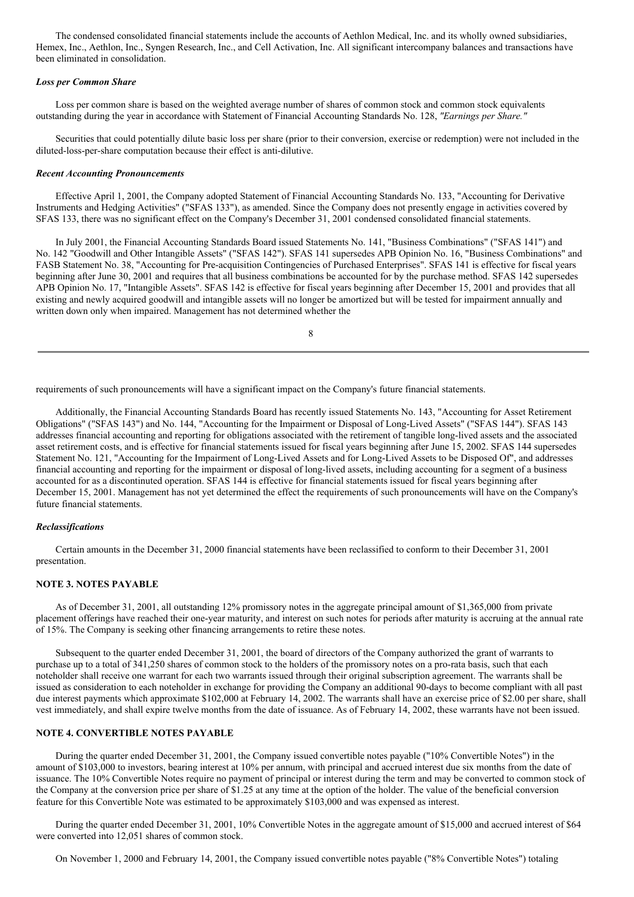The condensed consolidated financial statements include the accounts of Aethlon Medical, Inc. and its wholly owned subsidiaries, Hemex, Inc., Aethlon, Inc., Syngen Research, Inc., and Cell Activation, Inc. All significant intercompany balances and transactions have been eliminated in consolidation.

***Loss per Common Share***

Loss per common share is based on the weighted average number of shares of common stock and common stock equivalents outstanding during the year in accordance with Statement of Financial Accounting Standards No. 128, *"Earnings per Share."*

Securities that could potentially dilute basic loss per share (prior to their conversion, exercise or redemption) were not included in the diluted-loss-per-share computation because their effect is anti-dilutive.

***Recent Accounting Pronouncements***

Effective April 1, 2001, the Company adopted Statement of Financial Accounting Standards No. 133, "Accounting for Derivative Instruments and Hedging Activities" ("SFAS 133"), as amended. Since the Company does not presently engage in activities covered by SFAS 133, there was no significant effect on the Company's December 31, 2001 condensed consolidated financial statements.

In July 2001, the Financial Accounting Standards Board issued Statements No. 141, "Business Combinations" ("SFAS 141") and No. 142 "Goodwill and Other Intangible Assets" ("SFAS 142"). SFAS 141 supersedes APB Opinion No. 16, "Business Combinations" and FASB Statement No. 38, "Accounting for Pre-acquisition Contingencies of Purchased Enterprises". SFAS 141 is effective for fiscal years beginning after June 30, 2001 and requires that all business combinations be accounted for by the purchase method. SFAS 142 supersedes APB Opinion No. 17, "Intangible Assets". SFAS 142 is effective for fiscal years beginning after December 15, 2001 and provides that all existing and newly acquired goodwill and intangible assets will no longer be amortized but will be tested for impairment annually and written down only when impaired. Management has not determined whether the requirements of such pronouncements will have a significant impact on the Company's future financial statements.

Additionally, the Financial Accounting Standards Board has recently issued Statements No. 143, "Accounting for Asset Retirement Obligations" ("SFAS 143") and No. 144, "Accounting for the Impairment or Disposal of Long-Lived Assets" ("SFAS 144"). SFAS 143 addresses financial accounting and reporting for obligations associated with the retirement of tangible long-lived assets and the associated asset retirement costs, and is effective for financial statements issued for fiscal years beginning after June 15, 2002. SFAS 144 supersedes Statement No. 121, "Accounting for the Impairment of Long-Lived Assets and for Long-Lived Assets to be Disposed Of", and addresses financial accounting and reporting for the impairment or disposal of long-lived assets, including accounting for a segment of a business accounted for as a discontinued operation. SFAS 144 is effective for financial statements issued for fiscal years beginning after December 15, 2001. Management has not yet determined the effect the requirements of such pronouncements will have on the Company's future financial statements.

***Reclassifications***

Certain amounts in the December 31, 2000 financial statements have been reclassified to conform to their December 31, 2001 presentation.

**NOTE 3. NOTES PAYABLE**

As of December 31, 2001, all outstanding 12% promissory notes in the aggregate principal amount of $1,365,000 from private placement offerings have reached their one-year maturity, and interest on such notes for periods after maturity is accruing at the annual rate of 15%. The Company is seeking other financing arrangements to retire these notes.

Subsequent to the quarter ended December 31, 2001, the board of directors of the Company authorized the grant of warrants to purchase up to a total of 341,250 shares of common stock to the holders of the promissory notes on a pro-rata basis, such that each noteholder shall receive one warrant for each two warrants issued through their original subscription agreement. The warrants shall be issued as consideration to each noteholder in exchange for providing the Company an additional 90-days to become compliant with all past due interest payments which approximate $102,000 at February 14, 2002. The warrants shall have an exercise price of $2.00 per share, shall vest immediately, and shall expire twelve months from the date of issuance. As of February 14, 2002, these warrants have not been issued.

**NOTE 4. CONVERTIBLE NOTES PAYABLE**

During the quarter ended December 31, 2001, the Company issued convertible notes payable ("10% Convertible Notes") in the amount of $103,000 to investors, bearing interest at 10% per annum, with principal and accrued interest due six months from the date of issuance. The 10% Convertible Notes require no payment of principal or interest during the term and may be converted to common stock of the Company at the conversion price per share of $1.25 at any time at the option of the holder. The value of the beneficial conversion feature for this Convertible Note was estimated to be approximately $103,000 and was expensed as interest.

During the quarter ended December 31, 2001, 10% Convertible Notes in the aggregate amount of $15,000 and accrued interest of $64 were converted into 12,051 shares of common stock.

On November 1, 2000 and February 14, 2001, the Company issued convertible notes payable ("8% Convertible Notes") totaling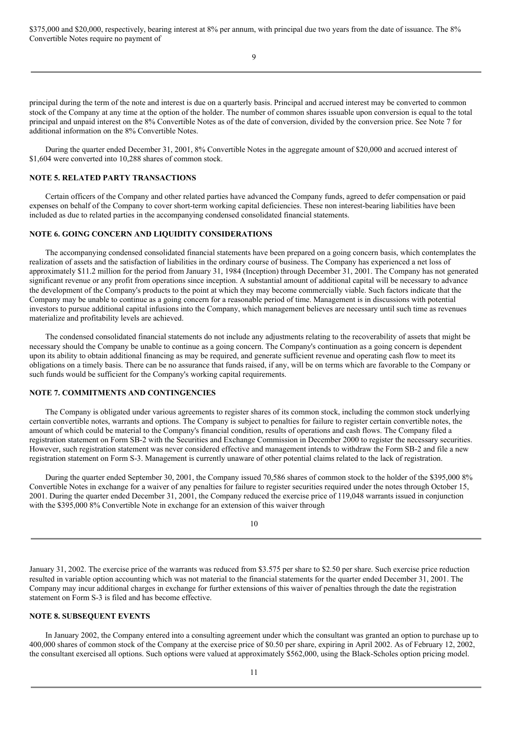$375,000 and $20,000, respectively, bearing interest at 8% per annum, with principal due two years from the date of issuance. The 8% Convertible Notes require no payment of principal during the term of the note and interest is due on a quarterly basis. Principal and accrued interest may be converted to common stock of the Company at any time at the option of the holder. The number of common shares issuable upon conversion is equal to the total principal and unpaid interest on the 8% Convertible Notes as of the date of conversion, divided by the conversion price. See Note 7 for additional information on the 8% Convertible Notes.

During the quarter ended December 31, 2001, 8% Convertible Notes in the aggregate amount of $20,000 and accrued interest of $1,604 were converted into 10,288 shares of common stock.

### NOTE 5. RELATED PARTY TRANSACTIONS

Certain officers of the Company and other related parties have advanced the Company funds, agreed to defer compensation or paid expenses on behalf of the Company to cover short-term working capital deficiencies. These non interest-bearing liabilities have been included as due to related parties in the accompanying condensed consolidated financial statements.

### NOTE 6. GOING CONCERN AND LIQUIDITY CONSIDERATIONS

The accompanying condensed consolidated financial statements have been prepared on a going concern basis, which contemplates the realization of assets and the satisfaction of liabilities in the ordinary course of business. The Company has experienced a net loss of approximately $11.2 million for the period from January 31, 1984 (Inception) through December 31, 2001. The Company has not generated significant revenue or any profit from operations since inception. A substantial amount of additional capital will be necessary to advance the development of the Company's products to the point at which they may become commercially viable. Such factors indicate that the Company may be unable to continue as a going concern for a reasonable period of time. Management is in discussions with potential investors to pursue additional capital infusions into the Company, which management believes are necessary until such time as revenues materialize and profitability levels are achieved.

The condensed consolidated financial statements do not include any adjustments relating to the recoverability of assets that might be necessary should the Company be unable to continue as a going concern. The Company's continuation as a going concern is dependent upon its ability to obtain additional financing as may be required, and generate sufficient revenue and operating cash flow to meet its obligations on a timely basis. There can be no assurance that funds raised, if any, will be on terms which are favorable to the Company or such funds would be sufficient for the Company's working capital requirements.

### NOTE 7. COMMITMENTS AND CONTINGENCIES

The Company is obligated under various agreements to register shares of its common stock, including the common stock underlying certain convertible notes, warrants and options. The Company is subject to penalties for failure to register certain convertible notes, the amount of which could be material to the Company's financial condition, results of operations and cash flows. The Company filed a registration statement on Form SB-2 with the Securities and Exchange Commission in December 2000 to register the necessary securities. However, such registration statement was never considered effective and management intends to withdraw the Form SB-2 and file a new registration statement on Form S-3. Management is currently unaware of other potential claims related to the lack of registration.

During the quarter ended September 30, 2001, the Company issued 70,586 shares of common stock to the holder of the $395,000 8% Convertible Notes in exchange for a waiver of any penalties for failure to register securities required under the notes through October 15, 2001. During the quarter ended December 31, 2001, the Company reduced the exercise price of 119,048 warrants issued in conjunction with the $395,000 8% Convertible Note in exchange for an extension of this waiver through January 31, 2002. The exercise price of the warrants was reduced from $3.575 per share to $2.50 per share. Such exercise price reduction resulted in variable option accounting which was not material to the financial statements for the quarter ended December 31, 2001. The Company may incur additional charges in exchange for further extensions of this waiver of penalties through the date the registration statement on Form S-3 is filed and has become effective.

### NOTE 8. SUBSEQUENT EVENTS

In January 2002, the Company entered into a consulting agreement under which the consultant was granted an option to purchase up to 400,000 shares of common stock of the Company at the exercise price of $0.50 per share, expiring in April 2002. As of February 12, 2002, the consultant exercised all options. Such options were valued at approximately $562,000, using the Black-Scholes option pricing model.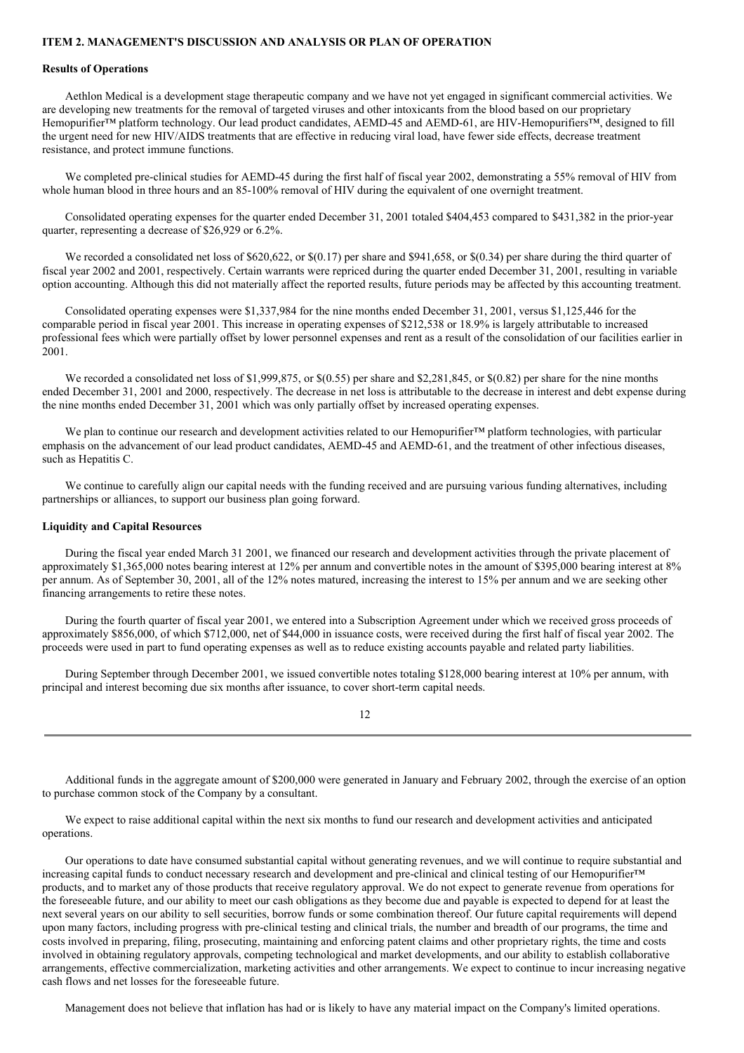**ITEM 2. MANAGEMENT'S DISCUSSION AND ANALYSIS OR PLAN OF OPERATION**

**Results of Operations**

Aethlon Medical is a development stage therapeutic company and we have not yet engaged in significant commercial activities. We are developing new treatments for the removal of targeted viruses and other intoxicants from the blood based on our proprietary Hemopurifier™ platform technology. Our lead product candidates, AEMD-45 and AEMD-61, are HIV-Hemopurifiers™, designed to fill the urgent need for new HIV/AIDS treatments that are effective in reducing viral load, have fewer side effects, decrease treatment resistance, and protect immune functions.

We completed pre-clinical studies for AEMD-45 during the first half of fiscal year 2002, demonstrating a 55% removal of HIV from whole human blood in three hours and an 85-100% removal of HIV during the equivalent of one overnight treatment.

Consolidated operating expenses for the quarter ended December 31, 2001 totaled $404,453 compared to $431,382 in the prior-year quarter, representing a decrease of $26,929 or 6.2%.

We recorded a consolidated net loss of $620,622, or $(0.17) per share and $941,658, or $(0.34) per share during the third quarter of fiscal year 2002 and 2001, respectively. Certain warrants were repriced during the quarter ended December 31, 2001, resulting in variable option accounting. Although this did not materially affect the reported results, future periods may be affected by this accounting treatment.

Consolidated operating expenses were $1,337,984 for the nine months ended December 31, 2001, versus $1,125,446 for the comparable period in fiscal year 2001. This increase in operating expenses of $212,538 or 18.9% is largely attributable to increased professional fees which were partially offset by lower personnel expenses and rent as a result of the consolidation of our facilities earlier in 2001.

We recorded a consolidated net loss of $1,999,875, or $(0.55) per share and $2,281,845, or $(0.82) per share for the nine months ended December 31, 2001 and 2000, respectively. The decrease in net loss is attributable to the decrease in interest and debt expense during the nine months ended December 31, 2001 which was only partially offset by increased operating expenses.

We plan to continue our research and development activities related to our Hemopurifier™ platform technologies, with particular emphasis on the advancement of our lead product candidates, AEMD-45 and AEMD-61, and the treatment of other infectious diseases, such as Hepatitis C.

We continue to carefully align our capital needs with the funding received and are pursuing various funding alternatives, including partnerships or alliances, to support our business plan going forward.

**Liquidity and Capital Resources**

During the fiscal year ended March 31 2001, we financed our research and development activities through the private placement of approximately $1,365,000 notes bearing interest at 12% per annum and convertible notes in the amount of $395,000 bearing interest at 8% per annum. As of September 30, 2001, all of the 12% notes matured, increasing the interest to 15% per annum and we are seeking other financing arrangements to retire these notes.

During the fourth quarter of fiscal year 2001, we entered into a Subscription Agreement under which we received gross proceeds of approximately $856,000, of which $712,000, net of $44,000 in issuance costs, were received during the first half of fiscal year 2002. The proceeds were used in part to fund operating expenses as well as to reduce existing accounts payable and related party liabilities.

During September through December 2001, we issued convertible notes totaling $128,000 bearing interest at 10% per annum, with principal and interest becoming due six months after issuance, to cover short-term capital needs.

Additional funds in the aggregate amount of $200,000 were generated in January and February 2002, through the exercise of an option to purchase common stock of the Company by a consultant.

We expect to raise additional capital within the next six months to fund our research and development activities and anticipated operations.

Our operations to date have consumed substantial capital without generating revenues, and we will continue to require substantial and increasing capital funds to conduct necessary research and development and pre-clinical and clinical testing of our Hemopurifier™ products, and to market any of those products that receive regulatory approval. We do not expect to generate revenue from operations for the foreseeable future, and our ability to meet our cash obligations as they become due and payable is expected to depend for at least the next several years on our ability to sell securities, borrow funds or some combination thereof. Our future capital requirements will depend upon many factors, including progress with pre-clinical testing and clinical trials, the number and breadth of our programs, the time and costs involved in preparing, filing, prosecuting, maintaining and enforcing patent claims and other proprietary rights, the time and costs involved in obtaining regulatory approvals, competing technological and market developments, and our ability to establish collaborative arrangements, effective commercialization, marketing activities and other arrangements. We expect to continue to incur increasing negative cash flows and net losses for the foreseeable future.

Management does not believe that inflation has had or is likely to have any material impact on the Company's limited operations.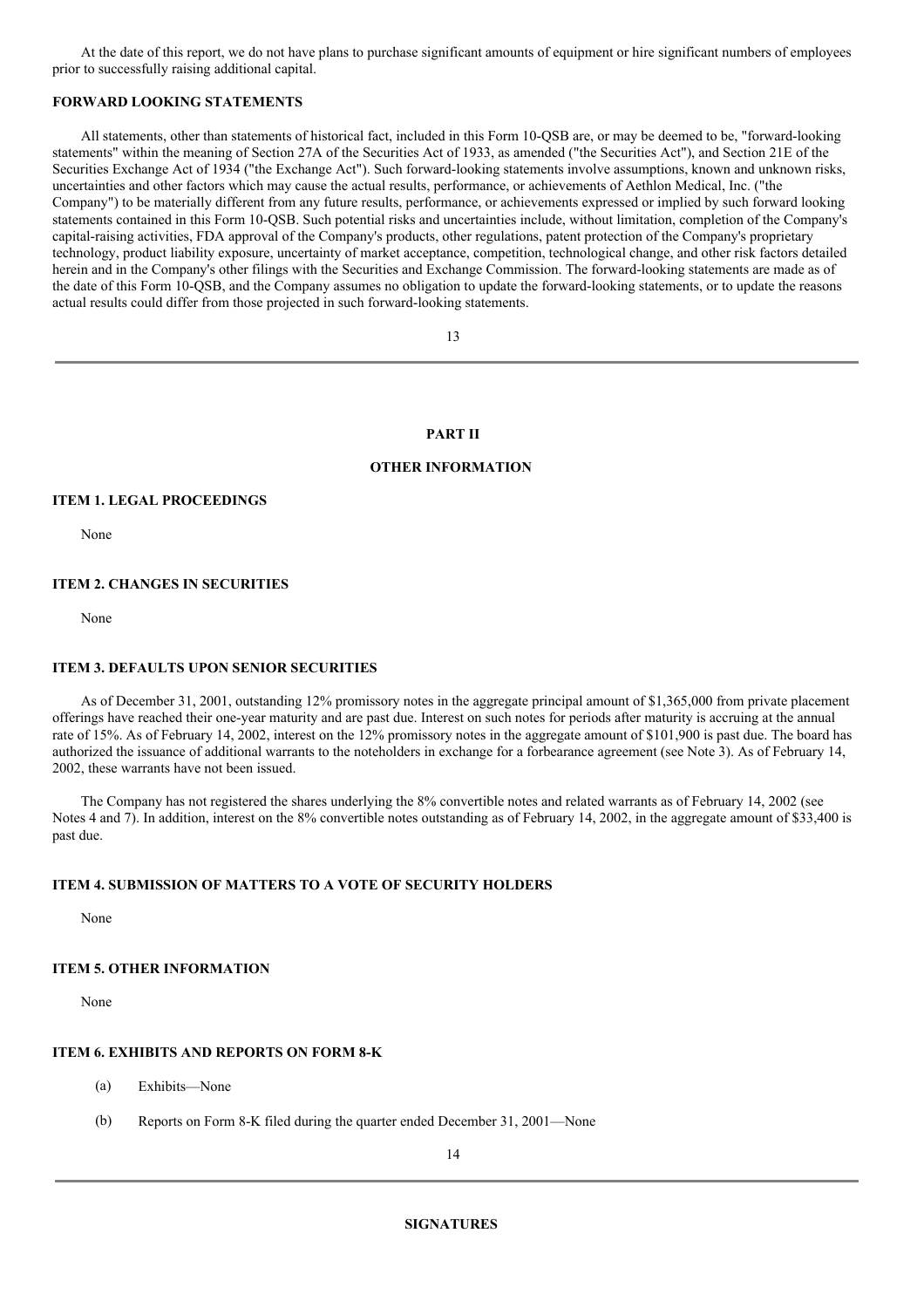At the date of this report, we do not have plans to purchase significant amounts of equipment or hire significant numbers of employees prior to successfully raising additional capital.

**FORWARD LOOKING STATEMENTS**

All statements, other than statements of historical fact, included in this Form 10-QSB are, or may be deemed to be, "forward-looking statements" within the meaning of Section 27A of the Securities Act of 1933, as amended ("the Securities Act"), and Section 21E of the Securities Exchange Act of 1934 ("the Exchange Act"). Such forward-looking statements involve assumptions, known and unknown risks, uncertainties and other factors which may cause the actual results, performance, or achievements of Aethlon Medical, Inc. ("the Company") to be materially different from any future results, performance, or achievements expressed or implied by such forward looking statements contained in this Form 10-QSB. Such potential risks and uncertainties include, without limitation, completion of the Company's capital-raising activities, FDA approval of the Company's products, other regulations, patent protection of the Company's proprietary technology, product liability exposure, uncertainty of market acceptance, competition, technological change, and other risk factors detailed herein and in the Company's other filings with the Securities and Exchange Commission. The forward-looking statements are made as of the date of this Form 10-QSB, and the Company assumes no obligation to update the forward-looking statements, or to update the reasons actual results could differ from those projected in such forward-looking statements.

## PART II

## OTHER INFORMATION

### ITEM 1. LEGAL PROCEEDINGS

None

### ITEM 2. CHANGES IN SECURITIES

None

### ITEM 3. DEFAULTS UPON SENIOR SECURITIES

As of December 31, 2001, outstanding 12% promissory notes in the aggregate principal amount of $1,365,000 from private placement offerings have reached their one-year maturity and are past due. Interest on such notes for periods after maturity is accruing at the annual rate of 15%. As of February 14, 2002, interest on the 12% promissory notes in the aggregate amount of $101,900 is past due. The board has authorized the issuance of additional warrants to the noteholders in exchange for a forbearance agreement (see Note 3). As of February 14, 2002, these warrants have not been issued.

The Company has not registered the shares underlying the 8% convertible notes and related warrants as of February 14, 2002 (see Notes 4 and 7). In addition, interest on the 8% convertible notes outstanding as of February 14, 2002, in the aggregate amount of $33,400 is past due.

### ITEM 4. SUBMISSION OF MATTERS TO A VOTE OF SECURITY HOLDERS

None

### ITEM 5. OTHER INFORMATION

None

### ITEM 6. EXHIBITS AND REPORTS ON FORM 8-K

(a) Exhibits—None

(b) Reports on Form 8-K filed during the quarter ended December 31, 2001—None

## SIGNATURES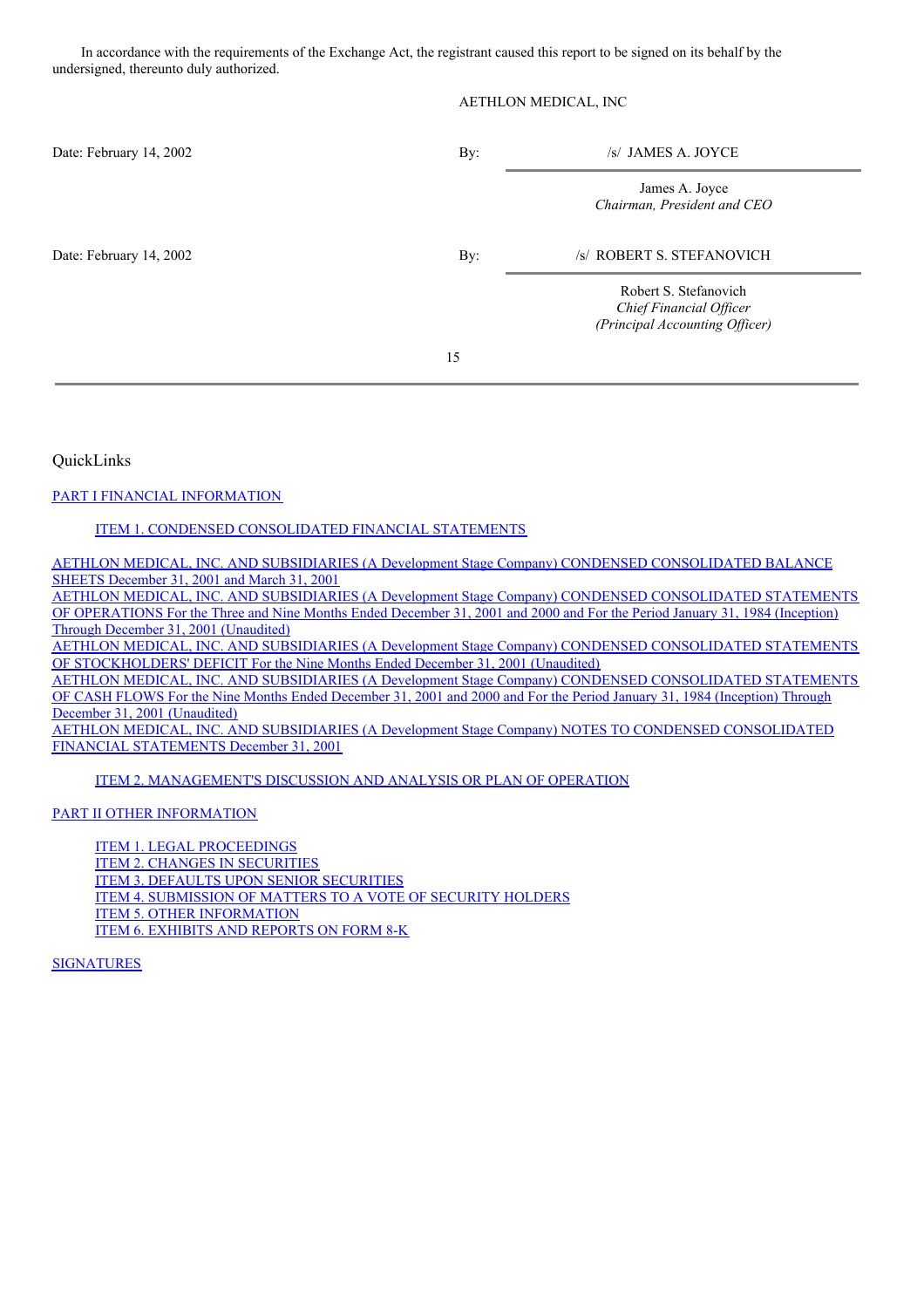In accordance with the requirements of the Exchange Act, the registrant caused this report to be signed on its behalf by the undersigned, thereunto duly authorized.

AETHLON MEDICAL, INC

| | | |
|---|---|---|
| Date: February 14, 2002 | By: | /s/ JAMES A. JOYCE |
| | | James A. Joyce<br>*Chairman, President and CEO* |
| Date: February 14, 2002 | By: | /s/ ROBERT S. STEFANOVICH |
| | | Robert S. Stefanovich<br>*Chief Financial Officer*<br>*(Principal Accounting Officer)* |

QuickLinks

PART I FINANCIAL INFORMATION

ITEM 1. CONDENSED CONSOLIDATED FINANCIAL STATEMENTS

AETHLON MEDICAL, INC. AND SUBSIDIARIES (A Development Stage Company) CONDENSED CONSOLIDATED BALANCE SHEETS December 31, 2001 and March 31, 2001
AETHLON MEDICAL, INC. AND SUBSIDIARIES (A Development Stage Company) CONDENSED CONSOLIDATED STATEMENTS OF OPERATIONS For the Three and Nine Months Ended December 31, 2001 and 2000 and For the Period January 31, 1984 (Inception) Through December 31, 2001 (Unaudited)
AETHLON MEDICAL, INC. AND SUBSIDIARIES (A Development Stage Company) CONDENSED CONSOLIDATED STATEMENTS OF STOCKHOLDERS' DEFICIT For the Nine Months Ended December 31, 2001 (Unaudited)
AETHLON MEDICAL, INC. AND SUBSIDIARIES (A Development Stage Company) CONDENSED CONSOLIDATED STATEMENTS OF CASH FLOWS For the Nine Months Ended December 31, 2001 and 2000 and For the Period January 31, 1984 (Inception) Through December 31, 2001 (Unaudited)
AETHLON MEDICAL, INC. AND SUBSIDIARIES (A Development Stage Company) NOTES TO CONDENSED CONSOLIDATED FINANCIAL STATEMENTS December 31, 2001

ITEM 2. MANAGEMENT'S DISCUSSION AND ANALYSIS OR PLAN OF OPERATION

PART II OTHER INFORMATION

ITEM 1. LEGAL PROCEEDINGS
ITEM 2. CHANGES IN SECURITIES
ITEM 3. DEFAULTS UPON SENIOR SECURITIES
ITEM 4. SUBMISSION OF MATTERS TO A VOTE OF SECURITY HOLDERS
ITEM 5. OTHER INFORMATION
ITEM 6. EXHIBITS AND REPORTS ON FORM 8-K

SIGNATURES